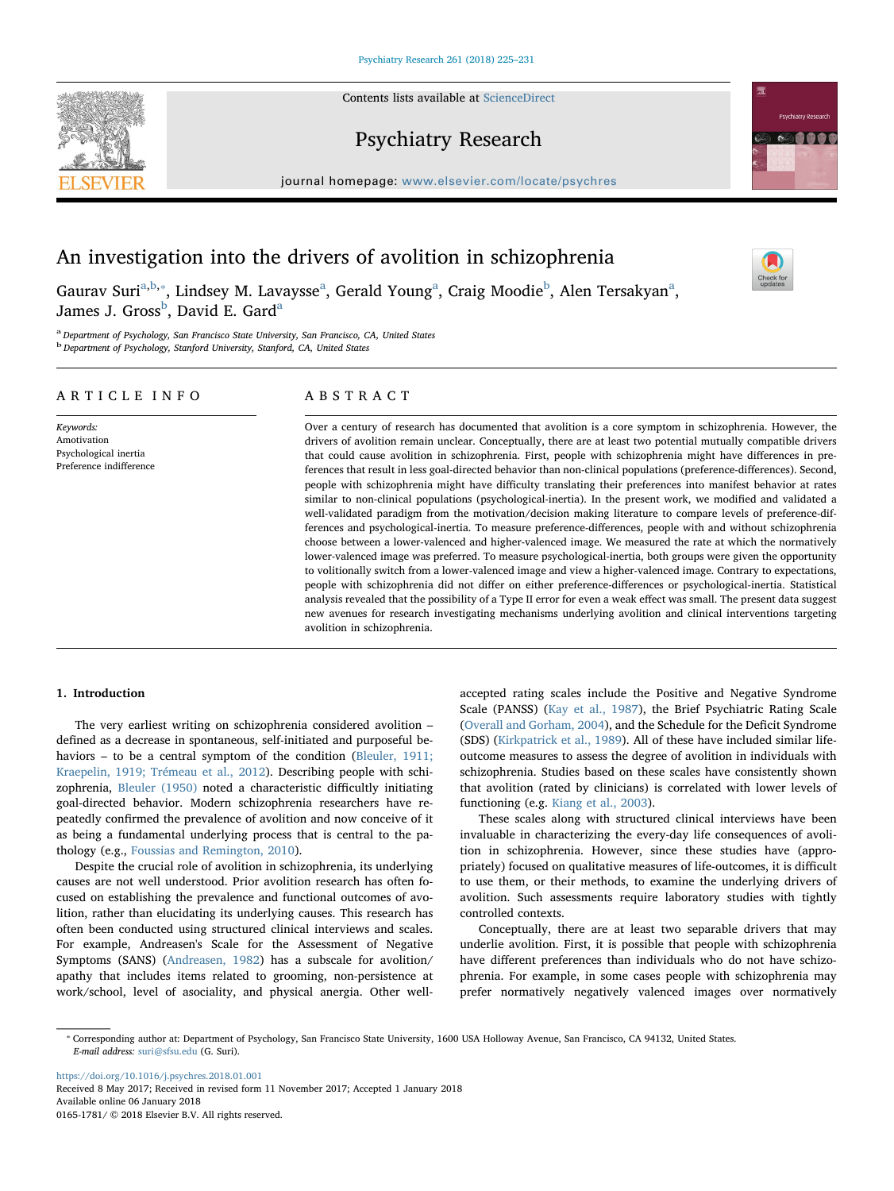# An investigation into the drivers of avolition in schizophrenia

Gaurav Suri[a,b,*], Lindsey M. Lavaysse[a], Gerald Young[a], Craig Moodie[b], Alen Tersakyan[a], James J. Gross[b], David E. Gard[a]

[a] Department of Psychology, San Francisco State University, San Francisco, CA, United States
[b] Department of Psychology, Stanford University, Stanford, CA, United States

## ARTICLE INFO

*Keywords:*
Amotivation
Psychological inertia
Preference indifference

## ABSTRACT

Over a century of research has documented that avolition is a core symptom in schizophrenia. However, the drivers of avolition remain unclear. Conceptually, there are at least two potential mutually compatible drivers that could cause avolition in schizophrenia. First, people with schizophrenia might have differences in preferences that result in less goal-directed behavior than non-clinical populations (preference-differences). Second, people with schizophrenia might have difficulty translating their preferences into manifest behavior at rates similar to non-clinical populations (psychological-inertia). In the present work, we modified and validated a well-validated paradigm from the motivation/decision making literature to compare levels of preference-differences and psychological-inertia. To measure preference-differences, people with and without schizophrenia choose between a lower-valenced and higher-valenced image. We measured the rate at which the normatively lower-valenced image was preferred. To measure psychological-inertia, both groups were given the opportunity to volitionally switch from a lower-valenced image and view a higher-valenced image. Contrary to expectations, people with schizophrenia did not differ on either preference-differences or psychological-inertia. Statistical analysis revealed that the possibility of a Type II error for even a weak effect was small. The present data suggest new avenues for research investigating mechanisms underlying avolition and clinical interventions targeting avolition in schizophrenia.

## 1. Introduction

The very earliest writing on schizophrenia considered avolition – defined as a decrease in spontaneous, self-initiated and purposeful behaviors – to be a central symptom of the condition (Bleuler, 1911; Kraepelin, 1919; Trémeau et al., 2012). Describing people with schizophrenia, Bleuler (1950) noted a characteristic difficultly initiating goal-directed behavior. Modern schizophrenia researchers have repeatedly confirmed the prevalence of avolition and now conceive of it as being a fundamental underlying process that is central to the pathology (e.g., Foussias and Remington, 2010).

Despite the crucial role of avolition in schizophrenia, its underlying causes are not well understood. Prior avolition research has often focused on establishing the prevalence and functional outcomes of avolition, rather than elucidating its underlying causes. This research has often been conducted using structured clinical interviews and scales. For example, Andreasen's Scale for the Assessment of Negative Symptoms (SANS) (Andreasen, 1982) has a subscale for avolition/apathy that includes items related to grooming, non-persistence at work/school, level of asociality, and physical anergia. Other well-accepted rating scales include the Positive and Negative Syndrome Scale (PANSS) (Kay et al., 1987), the Brief Psychiatric Rating Scale (Overall and Gorham, 2004), and the Schedule for the Deficit Syndrome (SDS) (Kirkpatrick et al., 1989). All of these have included similar life-outcome measures to assess the degree of avolition in individuals with schizophrenia. Studies based on these scales have consistently shown that avolition (rated by clinicians) is correlated with lower levels of functioning (e.g. Kiang et al., 2003).

These scales along with structured clinical interviews have been invaluable in characterizing the every-day life consequences of avolition in schizophrenia. However, since these studies have (appropriately) focused on qualitative measures of life-outcomes, it is difficult to use them, or their methods, to examine the underlying drivers of avolition. Such assessments require laboratory studies with tightly controlled contexts.

Conceptually, there are at least two separable drivers that may underlie avolition. First, it is possible that people with schizophrenia have different preferences than individuals who do not have schizophrenia. For example, in some cases people with schizophrenia may prefer normatively negatively valenced images over normatively

* Corresponding author at: Department of Psychology, San Francisco State University, 1600 USA Holloway Avenue, San Francisco, CA 94132, United States.
*E-mail address:* suri@sfsu.edu (G. Suri).

https://doi.org/10.1016/j.psychres.2018.01.001
Received 8 May 2017; Received in revised form 11 November 2017; Accepted 1 January 2018
Available online 06 January 2018
0165-1781/ © 2018 Elsevier B.V. All rights reserved.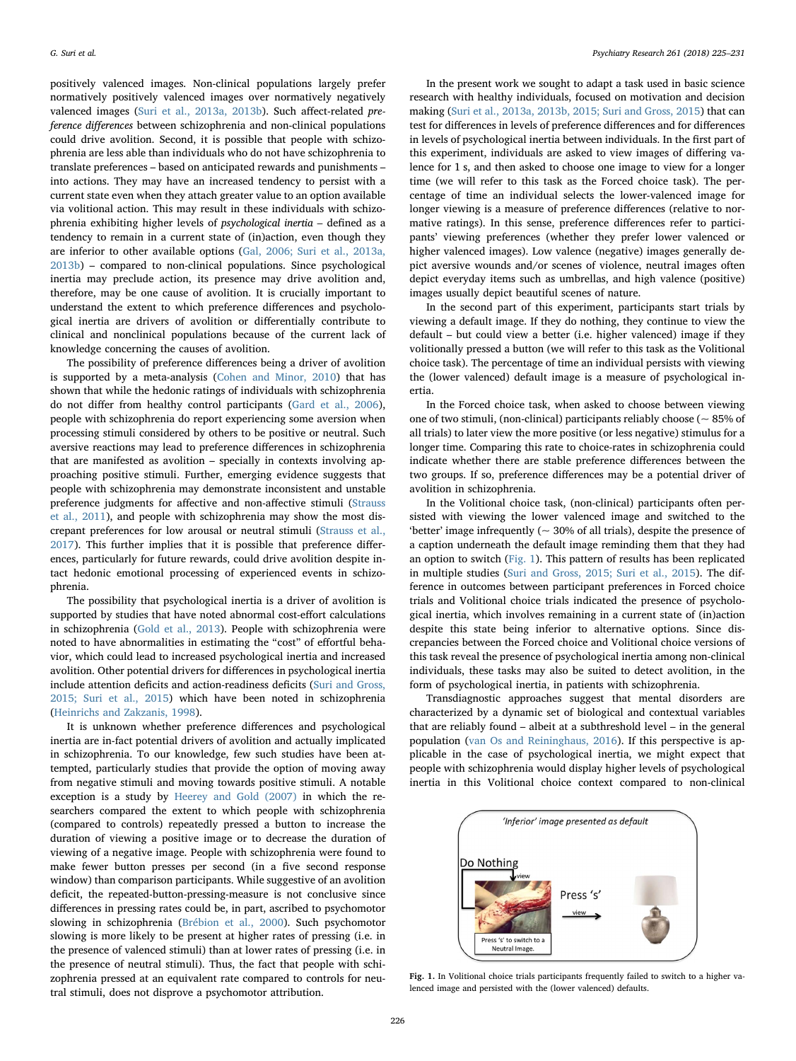positively valenced images. Non-clinical populations largely prefer normatively positively valenced images over normatively negatively valenced images (Suri et al., 2013a, 2013b). Such affect-related *preference differences* between schizophrenia and non-clinical populations could drive avolition. Second, it is possible that people with schizophrenia are less able than individuals who do not have schizophrenia to translate preferences – based on anticipated rewards and punishments – into actions. They may have an increased tendency to persist with a current state even when they attach greater value to an option available via volitional action. This may result in these individuals with schizophrenia exhibiting higher levels of *psychological inertia* – defined as a tendency to remain in a current state of (in)action, even though they are inferior to other available options (Gal, 2006; Suri et al., 2013a, 2013b) – compared to non-clinical populations. Since psychological inertia may preclude action, its presence may drive avolition and, therefore, may be one cause of avolition. It is crucially important to understand the extent to which preference differences and psychological inertia are drivers of avolition or differentially contribute to clinical and nonclinical populations because of the current lack of knowledge concerning the causes of avolition.

The possibility of preference differences being a driver of avolition is supported by a meta-analysis (Cohen and Minor, 2010) that has shown that while the hedonic ratings of individuals with schizophrenia do not differ from healthy control participants (Gard et al., 2006), people with schizophrenia do report experiencing some aversion when processing stimuli considered by others to be positive or neutral. Such aversive reactions may lead to preference differences in schizophrenia that are manifested as avolition – specially in contexts involving approaching positive stimuli. Further, emerging evidence suggests that people with schizophrenia may demonstrate inconsistent and unstable preference judgments for affective and non-affective stimuli (Strauss et al., 2011), and people with schizophrenia may show the most discrepant preferences for low arousal or neutral stimuli (Strauss et al., 2017). This further implies that it is possible that preference differences, particularly for future rewards, could drive avolition despite intact hedonic emotional processing of experienced events in schizophrenia.

The possibility that psychological inertia is a driver of avolition is supported by studies that have noted abnormal cost-effort calculations in schizophrenia (Gold et al., 2013). People with schizophrenia were noted to have abnormalities in estimating the "cost" of effortful behavior, which could lead to increased psychological inertia and increased avolition. Other potential drivers for differences in psychological inertia include attention deficits and action-readiness deficits (Suri and Gross, 2015; Suri et al., 2015) which have been noted in schizophrenia (Heinrichs and Zakzanis, 1998).

It is unknown whether preference differences and psychological inertia are in-fact potential drivers of avolition and actually implicated in schizophrenia. To our knowledge, few such studies have been attempted, particularly studies that provide the option of moving away from negative stimuli and moving towards positive stimuli. A notable exception is a study by Heerey and Gold (2007) in which the researchers compared the extent to which people with schizophrenia (compared to controls) repeatedly pressed a button to increase the duration of viewing a positive image or to decrease the duration of viewing of a negative image. People with schizophrenia were found to make fewer button presses per second (in a five second response window) than comparison participants. While suggestive of an avolition deficit, the repeated-button-pressing-measure is not conclusive since differences in pressing rates could be, in part, ascribed to psychomotor slowing in schizophrenia (Brébion et al., 2000). Such psychomotor slowing is more likely to be present at higher rates of pressing (i.e. in the presence of valenced stimuli) than at lower rates of pressing (i.e. in the presence of neutral stimuli). Thus, the fact that people with schizophrenia pressed at an equivalent rate compared to controls for neutral stimuli, does not disprove a psychomotor attribution.

In the present work we sought to adapt a task used in basic science research with healthy individuals, focused on motivation and decision making (Suri et al., 2013a, 2013b, 2015; Suri and Gross, 2015) that can test for differences in levels of preference differences and for differences in levels of psychological inertia between individuals. In the first part of this experiment, individuals are asked to view images of differing valence for 1 s, and then asked to choose one image to view for a longer time (we will refer to this task as the Forced choice task). The percentage of time an individual selects the lower-valenced image for longer viewing is a measure of preference differences (relative to normative ratings). In this sense, preference differences refer to participants' viewing preferences (whether they prefer lower valenced or higher valenced images). Low valence (negative) images generally depict aversive wounds and/or scenes of violence, neutral images often depict everyday items such as umbrellas, and high valence (positive) images usually depict beautiful scenes of nature.

In the second part of this experiment, participants start trials by viewing a default image. If they do nothing, they continue to view the default – but could view a better (i.e. higher valenced) image if they volitionally pressed a button (we will refer to this task as the Volitional choice task). The percentage of time an individual persists with viewing the (lower valenced) default image is a measure of psychological inertia.

In the Forced choice task, when asked to choose between viewing one of two stimuli, (non-clinical) participants reliably choose (~ 85% of all trials) to later view the more positive (or less negative) stimulus for a longer time. Comparing this rate to choice-rates in schizophrenia could indicate whether there are stable preference differences between the two groups. If so, preference differences may be a potential driver of avolition in schizophrenia.

In the Volitional choice task, (non-clinical) participants often persisted with viewing the lower valenced image and switched to the 'better' image infrequently (~ 30% of all trials), despite the presence of a caption underneath the default image reminding them that they had an option to switch (Fig. 1). This pattern of results has been replicated in multiple studies (Suri and Gross, 2015; Suri et al., 2015). The difference in outcomes between participant preferences in Forced choice trials and Volitional choice trials indicated the presence of psychological inertia, which involves remaining in a current state of (in)action despite this state being inferior to alternative options. Since discrepancies between the Forced choice and Volitional choice versions of this task reveal the presence of psychological inertia among non-clinical individuals, these tasks may also be suited to detect avolition, in the form of psychological inertia, in patients with schizophrenia.

Transdiagnostic approaches suggest that mental disorders are characterized by a dynamic set of biological and contextual variables that are reliably found – albeit at a subthreshold level – in the general population (van Os and Reininghaus, 2016). If this perspective is applicable in the case of psychological inertia, we might expect that people with schizophrenia would display higher levels of psychological inertia in this Volitional choice context compared to non-clinical

Fig. 1. In Volitional choice trials participants frequently failed to switch to a higher valenced image and persisted with the (lower valenced) defaults.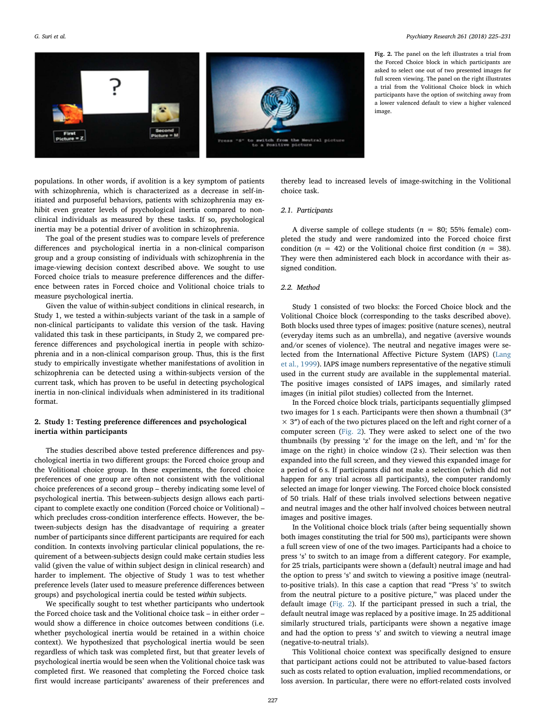Fig. 2. The panel on the left illustrates a trial from the Forced Choice block in which participants are asked to select one out of two presented images for full screen viewing. The panel on the right illustrates a trial from the Volitional Choice block in which participants have the option of switching away from a lower valenced default to view a higher valenced image.

populations. In other words, if avolition is a key symptom of patients with schizophrenia, which is characterized as a decrease in self-initiated and purposeful behaviors, patients with schizophrenia may exhibit even greater levels of psychological inertia compared to non-clinical individuals as measured by these tasks. If so, psychological inertia may be a potential driver of avolition in schizophrenia.

The goal of the present studies was to compare levels of preference differences and psychological inertia in a non-clinical comparison group and a group consisting of individuals with schizophrenia in the image-viewing decision context described above. We sought to use Forced choice trials to measure preference differences and the difference between rates in Forced choice and Volitional choice trials to measure psychological inertia.

Given the value of within-subject conditions in clinical research, in Study 1, we tested a within-subjects variant of the task in a sample of non-clinical participants to validate this version of the task. Having validated this task in these participants, in Study 2, we compared preference differences and psychological inertia in people with schizophrenia and in a non-clinical comparison group. Thus, this is the first study to empirically investigate whether manifestations of avolition in schizophrenia can be detected using a within-subjects version of the current task, which has proven to be useful in detecting psychological inertia in non-clinical individuals when administered in its traditional format.

## 2. Study 1: Testing preference differences and psychological inertia within participants

The studies described above tested preference differences and psychological inertia in two different groups: the Forced choice group and the Volitional choice group. In these experiments, the forced choice preferences of one group are often not consistent with the volitional choice preferences of a second group – thereby indicating some level of psychological inertia. This between-subjects design allows each participant to complete exactly one condition (Forced choice or Volitional) – which precludes cross-condition interference effects. However, the between-subjects design has the disadvantage of requiring a greater number of participants since different participants are required for each condition. In contexts involving particular clinical populations, the requirement of a between-subjects design could make certain studies less valid (given the value of within subject design in clinical research) and harder to implement. The objective of Study 1 was to test whether preference levels (later used to measure preference differences between groups) and psychological inertia could be tested *within* subjects.

We specifically sought to test whether participants who undertook the Forced choice task and the Volitional choice task – in either order – would show a difference in choice outcomes between conditions (i.e. whether psychological inertia would be retained in a within choice context). We hypothesized that psychological inertia would be seen regardless of which task was completed first, but that greater levels of psychological inertia would be seen when the Volitional choice task was completed first. We reasoned that completing the Forced choice task first would increase participants' awareness of their preferences and thereby lead to increased levels of image-switching in the Volitional choice task.

### 2.1. Participants

A diverse sample of college students ($n$ = 80; 55% female) completed the study and were randomized into the Forced choice first condition ($n$ = 42) or the Volitional choice first condition ($n$ = 38). They were then administered each block in accordance with their assigned condition.

### 2.2. Method

Study 1 consisted of two blocks: the Forced Choice block and the Volitional Choice block (corresponding to the tasks described above). Both blocks used three types of images: positive (nature scenes), neutral (everyday items such as an umbrella), and negative (aversive wounds and/or scenes of violence). The neutral and negative images were selected from the International Affective Picture System (IAPS) (Lang et al., 1999). IAPS image numbers representative of the negative stimuli used in the current study are available in the supplemental material. The positive images consisted of IAPS images, and similarly rated images (in initial pilot studies) collected from the Internet.

In the Forced choice block trials, participants sequentially glimpsed two images for 1 s each. Participants were then shown a thumbnail (3″ × 3″) of each of the two pictures placed on the left and right corner of a computer screen (Fig. 2). They were asked to select one of the two thumbnails (by pressing 'z' for the image on the left, and 'm' for the image on the right) in choice window (2 s). Their selection was then expanded into the full screen, and they viewed this expanded image for a period of 6 s. If participants did not make a selection (which did not happen for any trial across all participants), the computer randomly selected an image for longer viewing. The Forced choice block consisted of 50 trials. Half of these trials involved selections between negative and neutral images and the other half involved choices between neutral images and positive images.

In the Volitional choice block trials (after being sequentially shown both images constituting the trial for 500 ms), participants were shown a full screen view of one of the two images. Participants had a choice to press 's' to switch to an image from a different category. For example, for 25 trials, participants were shown a (default) neutral image and had the option to press 's' and switch to viewing a positive image (neutral-to-positive trials). In this case a caption that read "Press 's' to switch from the neutral picture to a positive picture," was placed under the default image (Fig. 2). If the participant pressed in such a trial, the default neutral image was replaced by a positive image. In 25 additional similarly structured trials, participants were shown a negative image and had the option to press 's' and switch to viewing a neutral image (negative-to-neutral trials).

This Volitional choice context was specifically designed to ensure that participant actions could not be attributed to value-based factors such as costs related to option evaluation, implied recommendations, or loss aversion. In particular, there were no effort-related costs involved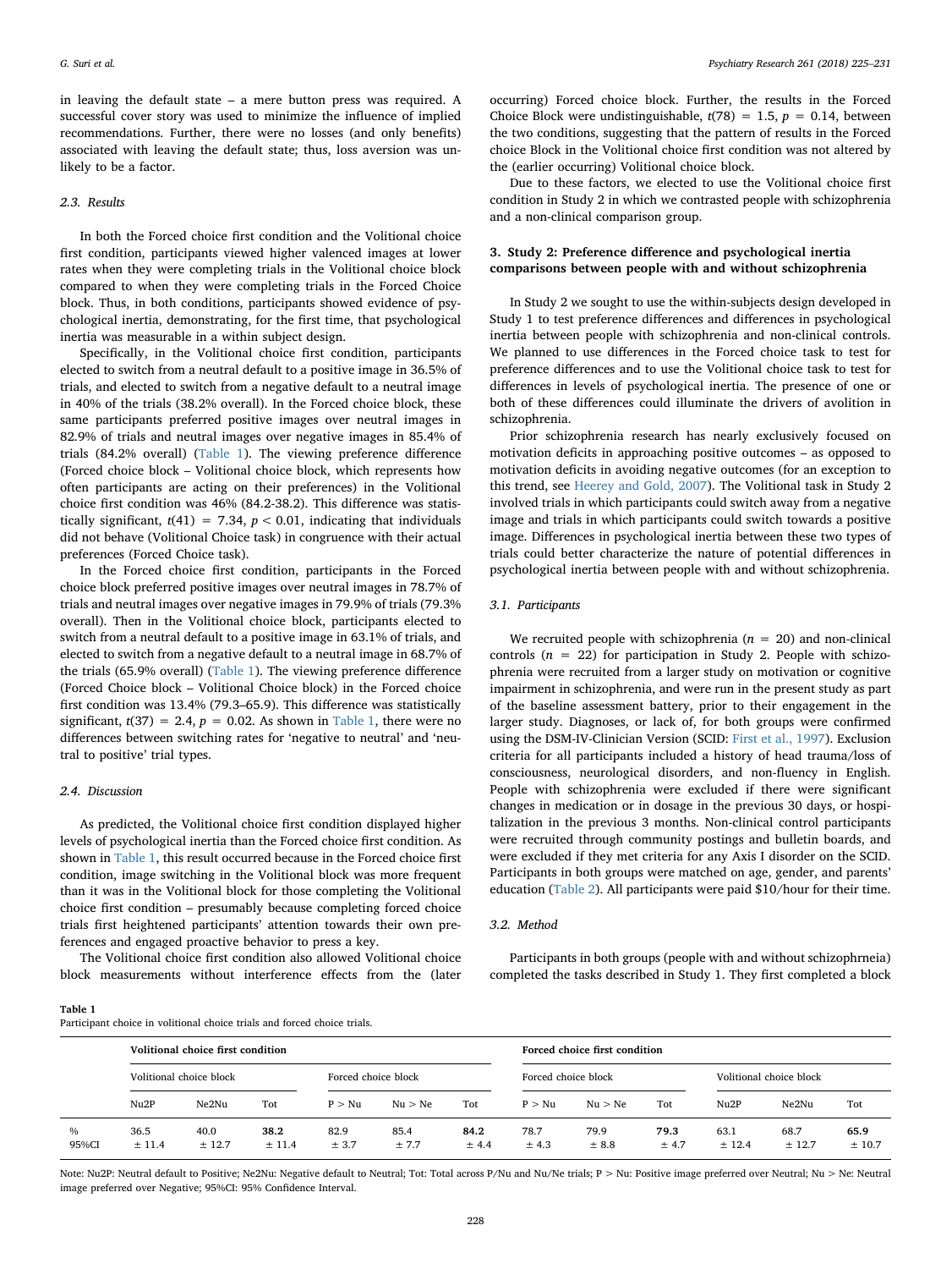in leaving the default state – a mere button press was required. A successful cover story was used to minimize the influence of implied recommendations. Further, there were no losses (and only benefits) associated with leaving the default state; thus, loss aversion was unlikely to be a factor.

### 2.3. Results

In both the Forced choice first condition and the Volitional choice first condition, participants viewed higher valenced images at lower rates when they were completing trials in the Volitional choice block compared to when they were completing trials in the Forced Choice block. Thus, in both conditions, participants showed evidence of psychological inertia, demonstrating, for the first time, that psychological inertia was measurable in a within subject design.

Specifically, in the Volitional choice first condition, participants elected to switch from a neutral default to a positive image in 36.5% of trials, and elected to switch from a negative default to a neutral image in 40% of the trials (38.2% overall). In the Forced choice block, these same participants preferred positive images over neutral images in 82.9% of trials and neutral images over negative images in 85.4% of trials (84.2% overall) (Table 1). The viewing preference difference (Forced choice block – Volitional choice block, which represents how often participants are acting on their preferences) in the Volitional choice first condition was 46% (84.2-38.2). This difference was statistically significant, $t(41) = 7.34$, $p < 0.01$, indicating that individuals did not behave (Volitional Choice task) in congruence with their actual preferences (Forced Choice task).

In the Forced choice first condition, participants in the Forced choice block preferred positive images over neutral images in 78.7% of trials and neutral images over negative images in 79.9% of trials (79.3% overall). Then in the Volitional choice block, participants elected to switch from a neutral default to a positive image in 63.1% of trials, and elected to switch from a negative default to a neutral image in 68.7% of the trials (65.9% overall) (Table 1). The viewing preference difference (Forced Choice block – Volitional Choice block) in the Forced choice first condition was 13.4% (79.3–65.9). This difference was statistically significant, $t(37) = 2.4$, $p = 0.02$. As shown in Table 1, there were no differences between switching rates for 'negative to neutral' and 'neutral to positive' trial types.

### 2.4. Discussion

As predicted, the Volitional choice first condition displayed higher levels of psychological inertia than the Forced choice first condition. As shown in Table 1, this result occurred because in the Forced choice first condition, image switching in the Volitional block was more frequent than it was in the Volitional block for those completing the Volitional choice first condition – presumably because completing forced choice trials first heightened participants' attention towards their own preferences and engaged proactive behavior to press a key.

The Volitional choice first condition also allowed Volitional choice block measurements without interference effects from the (later occurring) Forced choice block. Further, the results in the Forced Choice Block were undistinguishable, $t(78) = 1.5$, $p = 0.14$, between the two conditions, suggesting that the pattern of results in the Forced choice Block in the Volitional choice first condition was not altered by the (earlier occurring) Volitional choice block.

Due to these factors, we elected to use the Volitional choice first condition in Study 2 in which we contrasted people with schizophrenia and a non-clinical comparison group.

## 3. Study 2: Preference difference and psychological inertia comparisons between people with and without schizophrenia

In Study 2 we sought to use the within-subjects design developed in Study 1 to test preference differences and differences in psychological inertia between people with schizophrenia and non-clinical controls. We planned to use differences in the Forced choice task to test for preference differences and to use the Volitional choice task to test for differences in levels of psychological inertia. The presence of one or both of these differences could illuminate the drivers of avolition in schizophrenia.

Prior schizophrenia research has nearly exclusively focused on motivation deficits in approaching positive outcomes – as opposed to motivation deficits in avoiding negative outcomes (for an exception to this trend, see Heerey and Gold, 2007). The Volitional task in Study 2 involved trials in which participants could switch away from a negative image and trials in which participants could switch towards a positive image. Differences in psychological inertia between these two types of trials could better characterize the nature of potential differences in psychological inertia between people with and without schizophrenia.

### 3.1. Participants

We recruited people with schizophrenia ($n = 20$) and non-clinical controls ($n = 22$) for participation in Study 2. People with schizophrenia were recruited from a larger study on motivation or cognitive impairment in schizophrenia, and were run in the present study as part of the baseline assessment battery, prior to their engagement in the larger study. Diagnoses, or lack of, for both groups were confirmed using the DSM-IV-Clinician Version (SCID: First et al., 1997). Exclusion criteria for all participants included a history of head trauma/loss of consciousness, neurological disorders, and non-fluency in English. People with schizophrenia were excluded if there were significant changes in medication or in dosage in the previous 30 days, or hospitalization in the previous 3 months. Non-clinical control participants were recruited through community postings and bulletin boards, and were excluded if they met criteria for any Axis I disorder on the SCID. Participants in both groups were matched on age, gender, and parents' education (Table 2). All participants were paid $10/hour for their time.

### 3.2. Method

Participants in both groups (people with and without schizophrneia) completed the tasks described in Study 1. They first completed a block

**Table 1**
Participant choice in volitional choice trials and forced choice trials.

| | **Volitional choice first condition** | | | | | | **Forced choice first condition** | | | | | |
|---|---|---|---|---|---|---|---|---|---|---|---|---|
| | Volitional choice block | | | Forced choice block | | | Forced choice block | | | Volitional choice block | | |
| | Nu2P | Ne2Nu | Tot | P > Nu | Nu > Ne | Tot | P > Nu | Nu > Ne | Tot | Nu2P | Ne2Nu | Tot |
| % | 36.5 | 40.0 | **38.2** | 82.9 | 85.4 | **84.2** | 78.7 | 79.9 | **79.3** | 63.1 | 68.7 | **65.9** |
| 95%CI | ± 11.4 | ± 12.7 | ± 11.4 | ± 3.7 | ± 7.7 | ± 4.4 | ± 4.3 | ± 8.8 | ± 4.7 | ± 12.4 | ± 12.7 | ± 10.7 |

Note: Nu2P: Neutral default to Positive; Ne2Nu: Negative default to Neutral; Tot: Total across P/Nu and Nu/Ne trials; P > Nu: Positive image preferred over Neutral; Nu > Ne: Neutral image preferred over Negative; 95%CI: 95% Confidence Interval.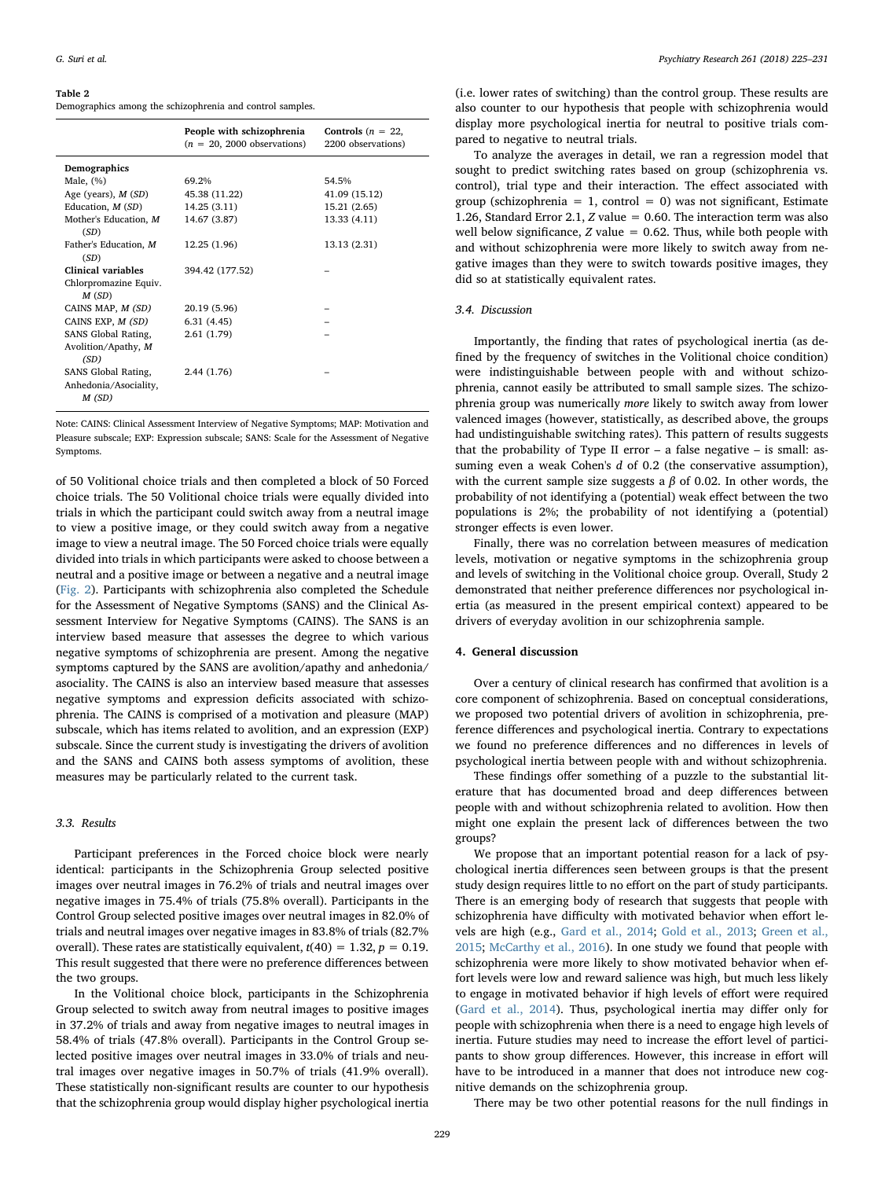**Table 2**
Demographics among the schizophrenia and control samples.

| | People with schizophrenia ($n$ = 20, 2000 observations) | Controls ($n$ = 22, 2200 observations) |
|---|---|---|
| **Demographics** | | |
| Male, (%) | 69.2% | 54.5% |
| Age (years), *M* (*SD*) | 45.38 (11.22) | 41.09 (15.12) |
| Education, *M* (*SD*) | 14.25 (3.11) | 15.21 (2.65) |
| Mother's Education, *M* (*SD*) | 14.67 (3.87) | 13.33 (4.11) |
| Father's Education, *M* (*SD*) | 12.25 (1.96) | 13.13 (2.31) |
| **Clinical variables** Chlorpromazine Equiv. *M* (*SD*) | 394.42 (177.52) | – |
| CAINS MAP, *M (SD)* | 20.19 (5.96) | – |
| CAINS EXP, *M (SD)* | 6.31 (4.45) | – |
| SANS Global Rating, Avolition/Apathy, *M* (*SD*) | 2.61 (1.79) | – |
| SANS Global Rating, Anhedonia/Asociality, *M (SD)* | 2.44 (1.76) | – |

Note: CAINS: Clinical Assessment Interview of Negative Symptoms; MAP: Motivation and Pleasure subscale; EXP: Expression subscale; SANS: Scale for the Assessment of Negative Symptoms.

of 50 Volitional choice trials and then completed a block of 50 Forced choice trials. The 50 Volitional choice trials were equally divided into trials in which the participant could switch away from a neutral image to view a positive image, or they could switch away from a negative image to view a neutral image. The 50 Forced choice trials were equally divided into trials in which participants were asked to choose between a neutral and a positive image or between a negative and a neutral image (Fig. 2). Participants with schizophrenia also completed the Schedule for the Assessment of Negative Symptoms (SANS) and the Clinical Assessment Interview for Negative Symptoms (CAINS). The SANS is an interview based measure that assesses the degree to which various negative symptoms of schizophrenia are present. Among the negative symptoms captured by the SANS are avolition/apathy and anhedonia/asociality. The CAINS is also an interview based measure that assesses negative symptoms and expression deficits associated with schizophrenia. The CAINS is comprised of a motivation and pleasure (MAP) subscale, which has items related to avolition, and an expression (EXP) subscale. Since the current study is investigating the drivers of avolition and the SANS and CAINS both assess symptoms of avolition, these measures may be particularly related to the current task.

### 3.3. Results

Participant preferences in the Forced choice block were nearly identical: participants in the Schizophrenia Group selected positive images over neutral images in 76.2% of trials and neutral images over negative images in 75.4% of trials (75.8% overall). Participants in the Control Group selected positive images over neutral images in 82.0% of trials and neutral images over negative images in 83.8% of trials (82.7% overall). These rates are statistically equivalent, $t(40) = 1.32$, $p = 0.19$. This result suggested that there were no preference differences between the two groups.

In the Volitional choice block, participants in the Schizophrenia Group selected to switch away from neutral images to positive images in 37.2% of trials and away from negative images to neutral images in 58.4% of trials (47.8% overall). Participants in the Control Group selected positive images over neutral images in 33.0% of trials and neutral images over negative images in 50.7% of trials (41.9% overall). These statistically non-significant results are counter to our hypothesis that the schizophrenia group would display higher psychological inertia (i.e. lower rates of switching) than the control group. These results are also counter to our hypothesis that people with schizophrenia would display more psychological inertia for neutral to positive trials compared to negative to neutral trials.

To analyze the averages in detail, we ran a regression model that sought to predict switching rates based on group (schizophrenia vs. control), trial type and their interaction. The effect associated with group (schizophrenia = 1, control = 0) was not significant, Estimate 1.26, Standard Error 2.1, $Z$ value = 0.60. The interaction term was also well below significance, $Z$ value = 0.62. Thus, while both people with and without schizophrenia were more likely to switch away from negative images than they were to switch towards positive images, they did so at statistically equivalent rates.

### 3.4. Discussion

Importantly, the finding that rates of psychological inertia (as defined by the frequency of switches in the Volitional choice condition) were indistinguishable between people with and without schizophrenia, cannot easily be attributed to small sample sizes. The schizophrenia group was numerically *more* likely to switch away from lower valenced images (however, statistically, as described above, the groups had undistinguishable switching rates). This pattern of results suggests that the probability of Type II error – a false negative – is small: assuming even a weak Cohen's $d$ of 0.2 (the conservative assumption), with the current sample size suggests a $\beta$ of 0.02. In other words, the probability of not identifying a (potential) weak effect between the two populations is 2%; the probability of not identifying a (potential) stronger effects is even lower.

Finally, there was no correlation between measures of medication levels, motivation or negative symptoms in the schizophrenia group and levels of switching in the Volitional choice group. Overall, Study 2 demonstrated that neither preference differences nor psychological inertia (as measured in the present empirical context) appeared to be drivers of everyday avolition in our schizophrenia sample.

## 4. General discussion

Over a century of clinical research has confirmed that avolition is a core component of schizophrenia. Based on conceptual considerations, we proposed two potential drivers of avolition in schizophrenia, preference differences and psychological inertia. Contrary to expectations we found no preference differences and no differences in levels of psychological inertia between people with and without schizophrenia.

These findings offer something of a puzzle to the substantial literature that has documented broad and deep differences between people with and without schizophrenia related to avolition. How then might one explain the present lack of differences between the two groups?

We propose that an important potential reason for a lack of psychological inertia differences seen between groups is that the present study design requires little to no effort on the part of study participants. There is an emerging body of research that suggests that people with schizophrenia have difficulty with motivated behavior when effort levels are high (e.g., Gard et al., 2014; Gold et al., 2013; Green et al., 2015; McCarthy et al., 2016). In one study we found that people with schizophrenia were more likely to show motivated behavior when effort levels were low and reward salience was high, but much less likely to engage in motivated behavior if high levels of effort were required (Gard et al., 2014). Thus, psychological inertia may differ only for people with schizophrenia when there is a need to engage high levels of inertia. Future studies may need to increase the effort level of participants to show group differences. However, this increase in effort will have to be introduced in a manner that does not introduce new cognitive demands on the schizophrenia group.

There may be two other potential reasons for the null findings in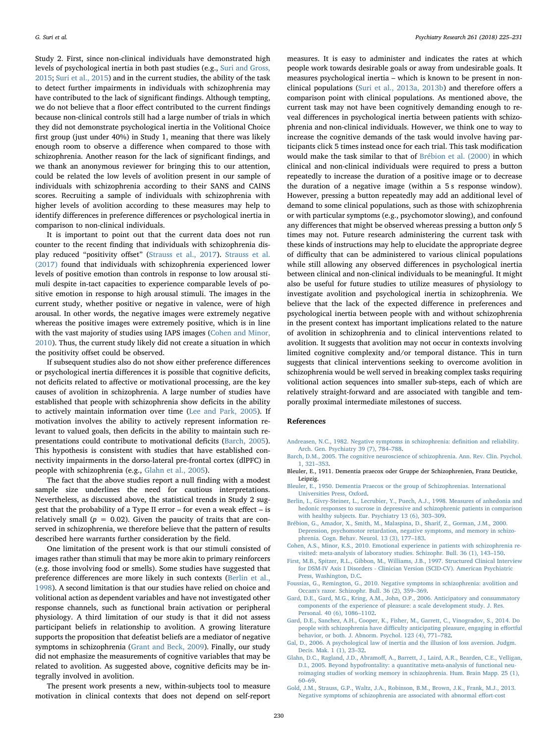Study 2. First, since non-clinical individuals have demonstrated high levels of psychological inertia in both past studies (e.g., Suri and Gross, 2015; Suri et al., 2015) and in the current studies, the ability of the task to detect further impairments in individuals with schizophrenia may have contributed to the lack of significant findings. Although tempting, we do not believe that a floor effect contributed to the current findings because non-clinical controls still had a large number of trials in which they did not demonstrate psychological inertia in the Volitional Choice first group (just under 40%) in Study 1, meaning that there was likely enough room to observe a difference when compared to those with schizophrenia. Another reason for the lack of significant findings, and we thank an anonymous reviewer for bringing this to our attention, could be related the low levels of avolition present in our sample of individuals with schizophrenia according to their SANS and CAINS scores. Recruiting a sample of individuals with schizophrenia with higher levels of avolition according to these measures may help to identify differences in preference differences or psychological inertia in comparison to non-clinical individuals.

It is important to point out that the current data does not run counter to the recent finding that individuals with schizophrenia display reduced "positivity offset" (Strauss et al., 2017). Strauss et al. (2017) found that individuals with schizophrenia experienced lower levels of positive emotion than controls in response to low arousal stimuli despite in-tact capacities to experience comparable levels of positive emotion in response to high arousal stimuli. The images in the current study, whether positive or negative in valence, were of high arousal. In other words, the negative images were extremely negative whereas the positive images were extremely positive, which is in line with the vast majority of studies using IAPS images (Cohen and Minor, 2010). Thus, the current study likely did not create a situation in which the positivity offset could be observed.

If subsequent studies also do not show either preference differences or psychological inertia differences it is possible that cognitive deficits, not deficits related to affective or motivational processing, are the key causes of avolition in schizophrenia. A large number of studies have established that people with schizophrenia show deficits in the ability to actively maintain information over time (Lee and Park, 2005). If motivation involves the ability to actively represent information relevant to valued goals, then deficits in the ability to maintain such representations could contribute to motivational deficits (Barch, 2005). This hypothesis is consistent with studies that have established connectivity impairments in the dorso-lateral pre-frontal cortex (dlPFC) in people with schizophrenia (e.g., Glahn et al., 2005).

The fact that the above studies report a null finding with a modest sample size underlines the need for cautious interpretations. Nevertheless, as discussed above, the statistical trends in Study 2 suggest that the probability of a Type II error – for even a weak effect – is relatively small ($p = 0.02$). Given the paucity of traits that are conserved in schizophrenia, we therefore believe that the pattern of results described here warrants further consideration by the field.

One limitation of the present work is that our stimuli consisted of images rather than stimuli that may be more akin to primary reinforcers (e.g. those involving food or smells). Some studies have suggested that preference differences are more likely in such contexts (Berlin et al., 1998). A second limitation is that our studies have relied on choice and volitional action as dependent variables and have not investigated other response channels, such as functional brain activation or peripheral physiology. A third limitation of our study is that it did not assess participant beliefs in relationship to avolition. A growing literature supports the proposition that defeatist beliefs are a mediator of negative symptoms in schizophrenia (Grant and Beck, 2009). Finally, our study did not emphasize the measurements of cognitive variables that may be related to avolition. As suggested above, cognitive deficits may be integrally involved in avolition.

The present work presents a new, within-subjects tool to measure motivation in clinical contexts that does not depend on self-report measures. It is easy to administer and indicates the rates at which people work towards desirable goals or away from undesirable goals. It measures psychological inertia – which is known to be present in non-clinical populations (Suri et al., 2013a, 2013b) and therefore offers a comparison point with clinical populations. As mentioned above, the current task may not have been cognitively demanding enough to reveal differences in psychological inertia between patients with schizophrenia and non-clinical individuals. However, we think one to way to increase the cognitive demands of the task would involve having participants click 5 times instead once for each trial. This task modification would make the task similar to that of Brébion et al. (2000) in which clinical and non-clinical individuals were required to press a button repeatedly to increase the duration of a positive image or to decrease the duration of a negative image (within a 5 s response window). However, pressing a button repeatedly may add an additional level of demand to some clinical populations, such as those with schizophrenia or with particular symptoms (e.g., psychomotor slowing), and confound any differences that might be observed whereas pressing a button *only* 5 times may not. Future research administering the current task with these kinds of instructions may help to elucidate the appropriate degree of difficulty that can be administered to various clinical populations while still allowing any observed differences in psychological inertia between clinical and non-clinical individuals to be meaningful. It might also be useful for future studies to utilize measures of physiology to investigate avolition and psychological inertia in schizophrenia. We believe that the lack of the expected difference in preferences and psychological inertia between people with and without schizophrenia in the present context has important implications related to the nature of avolition in schizophrenia and to clinical interventions related to avolition. It suggests that avolition may not occur in contexts involving limited cognitive complexity and/or temporal distance. This in turn suggests that clinical interventions seeking to overcome avolition in schizophrenia would be well served in breaking complex tasks requiring volitional action sequences into smaller sub-steps, each of which are relatively straight-forward and are associated with tangible and temporally proximal intermediate milestones of success.

## References

Andreasen, N.C., 1982. Negative symptoms in schizophrenia: definition and reliability. Arch. Gen. Psychiatry 39 (7), 784–788.

Barch, D.M., 2005. The cognitive neuroscience of schizophrenia. Ann. Rev. Clin. Psychol. 1, 321–353.

Bleuler, E., 1911. Dementia praecox oder Gruppe der Schizophrenien, Franz Deuticke, Leipzig.

Bleuler, E., 1950. Dementia Praecox or the group of Schizophrenias. International Universities Press, Oxford.

Berlin, I., Givry-Steiner, L., Lecrubier, Y., Puech, A.J., 1998. Measures of anhedonia and hedonic responses to sucrose in depressive and schizophrenic patients in comparison with healthy subjects. Eur. Psychiatry 13 (6), 303–309.

Brébion, G., Amador, X., Smith, M., Malaspina, D., Sharif, Z., Gorman, J.M., 2000. Depression, psychomotor retardation, negative symptoms, and memory in schizophrenia. Cogn. Behav. Neurol. 13 (3), 177–183.

Cohen, A.S., Minor, K.S., 2010. Emotional experience in patients with schizophrenia revisited: meta-analysis of laboratory studies. Schizophr. Bull. 36 (1), 143–150.

First, M.B., Spitzer, R.L., Gibbon, M., Williams, J.B., 1997. Structured Clinical Interview for DSM-IV Axis I Disorders - Clinician Version (SCID-CV). American Psychiatric Press, Washington, D.C.

Foussias, G., Remington, G., 2010. Negative symptoms in schizophrenia: avolition and Occam's razor. Schizophr. Bull. 36 (2), 359–369.

Gard, D.E., Gard, M.G., Kring, A.M., John, O.P., 2006. Anticipatory and consummatory components of the experience of pleasure: a scale development study. J. Res. Personal. 40 (6), 1086–1102.

Gard, D.E., Sanchez, A.H., Cooper, K., Fisher, M., Garrett, C., Vinogradov, S., 2014. Do people with schizophrenia have difficulty anticipating pleasure, engaging in effortful behavior, or both. J. Abnorm. Psychol. 123 (4), 771–782.

Gal, D., 2006. A psychological law of inertia and the illusion of loss aversion. Judgm. Decis. Mak. 1 (1), 23–32.

Glahn, D.C., Ragland, J.D., Abramoff, A., Barrett, J., Laird, A.R., Bearden, C.E., Velligan, D.I., 2005. Beyond hypofrontality: a quantitative meta-analysis of functional neuroimaging studies of working memory in schizophrenia. Hum. Brain Mapp. 25 (1), 60–69.

Gold, J.M., Strauss, G.P., Waltz, J.A., Robinson, B.M., Brown, J.K., Frank, M.J., 2013. Negative symptoms of schizophrenia are associated with abnormal effort-cost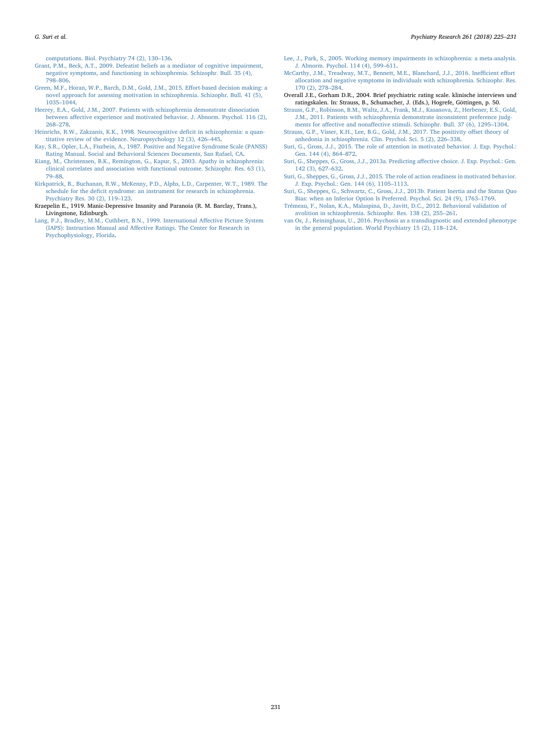computations. Biol. Psychiatry 74 (2), 130–136.

Grant, P.M., Beck, A.T., 2009. Defeatist beliefs as a mediator of cognitive impairment, negative symptoms, and functioning in schizophrenia. Schizophr. Bull. 35 (4), 798–806.

Green, M.F., Horan, W.P., Barch, D.M., Gold, J.M., 2015. Effort-based decision making: a novel approach for assessing motivation in schizophrenia. Schizophr. Bull. 41 (5), 1035–1044.

Heerey, E.A., Gold, J.M., 2007. Patients with schizophrenia demonstrate dissociation between affective experience and motivated behavior. J. Abnorm. Psychol. 116 (2), 268–278.

Heinrichs, R.W., Zakzanis, K.K., 1998. Neurocognitive deficit in schizophrenia: a quantitative review of the evidence. Neuropsychology 12 (3), 426–445.

Kay, S.R., Opler, L.A., Fiszbein, A., 1987. Positive and Negative Syndrome Scale (PANSS) Rating Manual. Social and Behavioral Sciences Documents, San Rafael, CA.

Kiang, M., Christensen, B.K., Remington, G., Kapur, S., 2003. Apathy in schizophrenia: clinical correlates and association with functional outcome. Schizophr. Res. 63 (1), 79–88.

Kirkpatrick, B., Buchanan, R.W., McKenny, P.D., Alphs, L.D., Carpenter, W.T., 1989. The schedule for the deficit syndrome: an instrument for research in schizophrenia. Psychiatry Res. 30 (2), 119–123.

Kraepelin E., 1919. Manic-Depressive Insanity and Paranoia (R. M. Barclay, Trans.), Livingstone, Edinburgh.

Lang, P.J., Bradley, M.M., Cuthbert, B.N., 1999. International Affective Picture System (IAPS): Instruction Manual and Affective Ratings. The Center for Research in Psychophysiology, Florida.

Lee, J., Park, S., 2005. Working memory impairments in schizophrenia: a meta-analysis. J. Abnorm. Psychol. 114 (4), 599–611.

McCarthy, J.M., Treadway, M.T., Bennett, M.E., Blanchard, J.J., 2016. Inefficient effort allocation and negative symptoms in individuals with schizophrenia. Schizophr. Res. 170 (2), 278–284.

Overall J.E., Gorham D.R., 2004. Brief psychiatric rating scale. klinische interviews und ratingskalen. In: Strauss, B., Schumacher, J. (Eds.), Hogrefe, Göttingen, p. 50.

Strauss, G.P., Robinson, B.M., Waltz, J.A., Frank, M.J., Kasanova, Z., Herbener, E.S., Gold, J.M., 2011. Patients with schizophrenia demonstrate inconsistent preference judgments for affective and nonaffective stimuli. Schizophr. Bull. 37 (6), 1295–1304.

Strauss, G.P., Visser, K.H., Lee, B.G., Gold, J.M., 2017. The positivity offset theory of anhedonia in schizophrenia. Clin. Psychol. Sci. 5 (2), 226–338.

Suri, G., Gross, J.J., 2015. The role of attention in motivated behavior. J. Exp. Psychol.: Gen. 144 (4), 864–872.

Suri, G., Sheppes, G., Gross, J.J., 2013a. Predicting affective choice. J. Exp. Psychol.: Gen. 142 (3), 627–632.

Suri, G., Sheppes, G., Gross, J.J., 2015. The role of action readiness in motivated behavior. J. Exp. Psychol.: Gen. 144 (6), 1105–1113.

Suri, G., Sheppes, G., Schwartz, C., Gross, J.J., 2013b. Patient Inertia and the Status Quo Bias: when an Inferior Option Is Preferred. Psychol. Sci. 24 (9), 1763–1769.

Trémeau, F., Nolan, K.A., Malaspina, D., Javitt, D.C., 2012. Behavioral validation of avolition in schizophrenia. Schizophr. Res. 138 (2), 255–261.

van Os, J., Reininghaus, U., 2016. Psychosis as a transdiagnostic and extended phenotype in the general population. World Psychiatry 15 (2), 118–124.